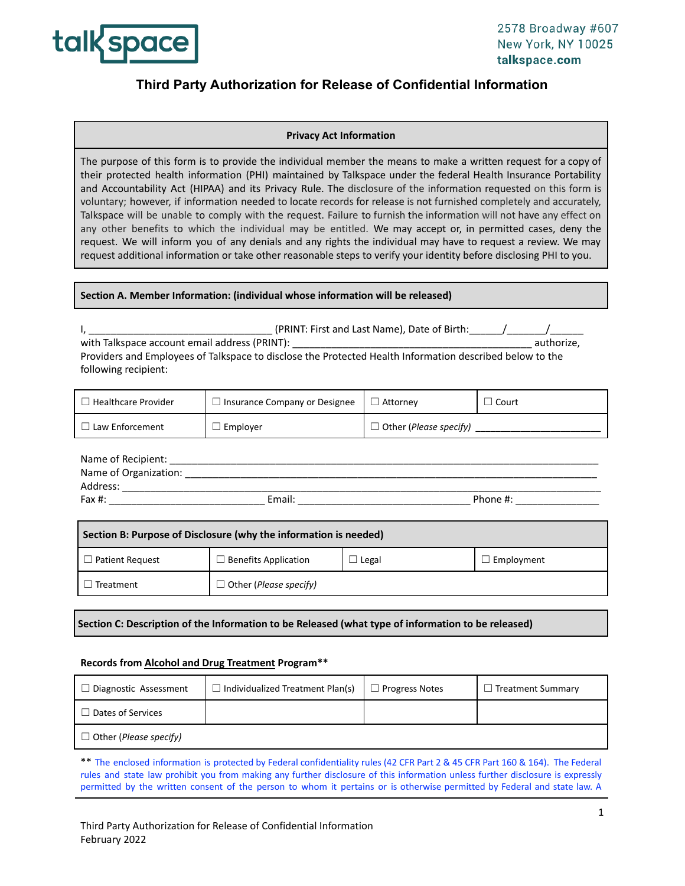talkspace

2578 Broadway #607
New York, NY 10025
talkspace.com

# Third Party Authorization for Release of Confidential Information

| Privacy Act Information |
|---|
| The purpose of this form is to provide the individual member the means to make a written request for a copy of their protected health information (PHI) maintained by Talkspace under the federal Health Insurance Portability and Accountability Act (HIPAA) and its Privacy Rule. The disclosure of the information requested on this form is voluntary; however, if information needed to locate records for release is not furnished completely and accurately, Talkspace will be unable to comply with the request. Failure to furnish the information will not have any effect on any other benefits to which the individual may be entitled. We may accept or, in permitted cases, deny the request. We will inform you of any denials and any rights the individual may have to request a review. We may request additional information or take other reasonable steps to verify your identity before disclosing PHI to you. |

**Section A. Member Information: (individual whose information will be released)**

I, ________________________________ (PRINT: First and Last Name), Date of Birth:______/_______/______
with Talkspace account email address (PRINT): ___________________________________________ authorize, Providers and Employees of Talkspace to disclose the Protected Health Information described below to the following recipient:

| | | | |
|---|---|---|---|
| ☐ Healthcare Provider | ☐ Insurance Company or Designee | ☐ Attorney | ☐ Court |
| ☐ Law Enforcement | ☐ Employer | ☐ Other (*Please specify*) ______________________ | |

Name of Recipient: ______________________________________________________________________________
Name of Organization: ___________________________________________________________________________
Address: _______________________________________________________________________________________
Fax #: ___________________________ Email: ______________________________ Phone #: _______________

| Section B: Purpose of Disclosure (why the information is needed) | | | |
|---|---|---|---|
| ☐ Patient Request | ☐ Benefits Application | ☐ Legal | ☐ Employment |
| ☐ Treatment | ☐ Other (*Please specify*) | | |

**Section C: Description of the Information to be Released (what type of information to be released)**

**Records from Alcohol and Drug Treatment Program****

| | | | |
|---|---|---|---|
| ☐ Diagnostic Assessment | ☐ Individualized Treatment Plan(s) | ☐ Progress Notes | ☐ Treatment Summary |
| ☐ Dates of Services | | | |
| ☐ Other (*Please specify*) | | | |

** The enclosed information is protected by Federal confidentiality rules (42 CFR Part 2 & 45 CFR Part 160 & 164). The Federal rules and state law prohibit you from making any further disclosure of this information unless further disclosure is expressly permitted by the written consent of the person to whom it pertains or is otherwise permitted by Federal and state law. A

Third Party Authorization for Release of Confidential Information
February 2022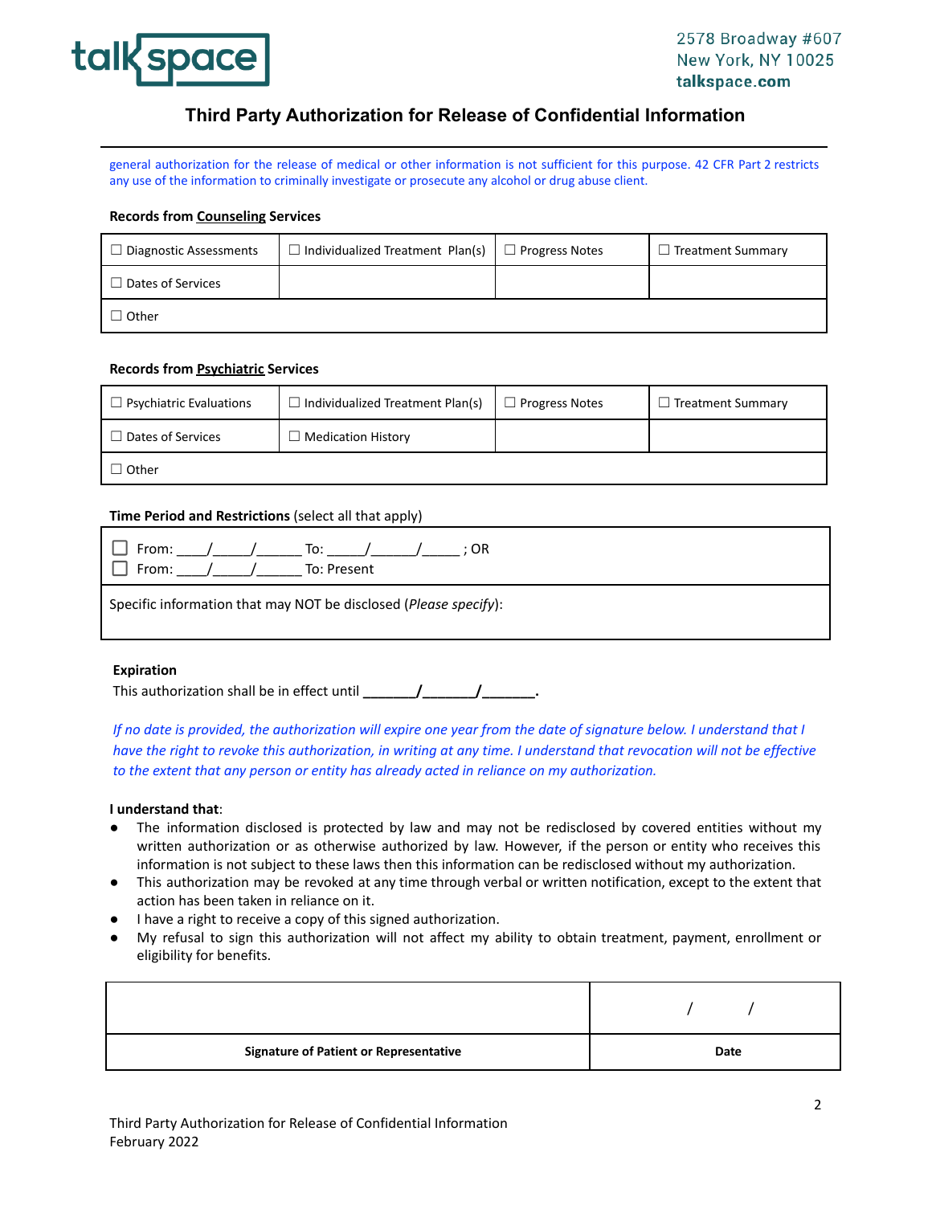# Third Party Authorization for Release of Confidential Information

general authorization for the release of medical or other information is not sufficient for this purpose. 42 CFR Part 2 restricts any use of the information to criminally investigate or prosecute any alcohol or drug abuse client.

**Records from <u>Counseling</u> Services**

| | | | |
|---|---|---|---|
| ☐ Diagnostic Assessments | ☐ Individualized Treatment Plan(s) | ☐ Progress Notes | ☐ Treatment Summary |
| ☐ Dates of Services | | | |
| ☐ Other | | | |

**Records from <u>Psychiatric</u> Services**

| | | | |
|---|---|---|---|
| ☐ Psychiatric Evaluations | ☐ Individualized Treatment Plan(s) | ☐ Progress Notes | ☐ Treatment Summary |
| ☐ Dates of Services | ☐ Medication History | | |
| ☐ Other | | | |

**Time Period and Restrictions** (select all that apply)

☐ From: ____/_____/______ To: _____/______/_____ ; OR
☐ From: ____/_____/______ To: Present

Specific information that may NOT be disclosed (*Please specify*):

**Expiration**

This authorization shall be in effect until _______/_______/_______.

*If no date is provided, the authorization will expire one year from the date of signature below. I understand that I have the right to revoke this authorization, in writing at any time. I understand that revocation will not be effective to the extent that any person or entity has already acted in reliance on my authorization.*

**I understand that**:

- The information disclosed is protected by law and may not be redisclosed by covered entities without my written authorization or as otherwise authorized by law. However, if the person or entity who receives this information is not subject to these laws then this information can be redisclosed without my authorization.
- This authorization may be revoked at any time through verbal or written notification, except to the extent that action has been taken in reliance on it.
- I have a right to receive a copy of this signed authorization.
- My refusal to sign this authorization will not affect my ability to obtain treatment, payment, enrollment or eligibility for benefits.

| | |
|---|---|
| | / / |
| **Signature of Patient or Representative** | **Date** |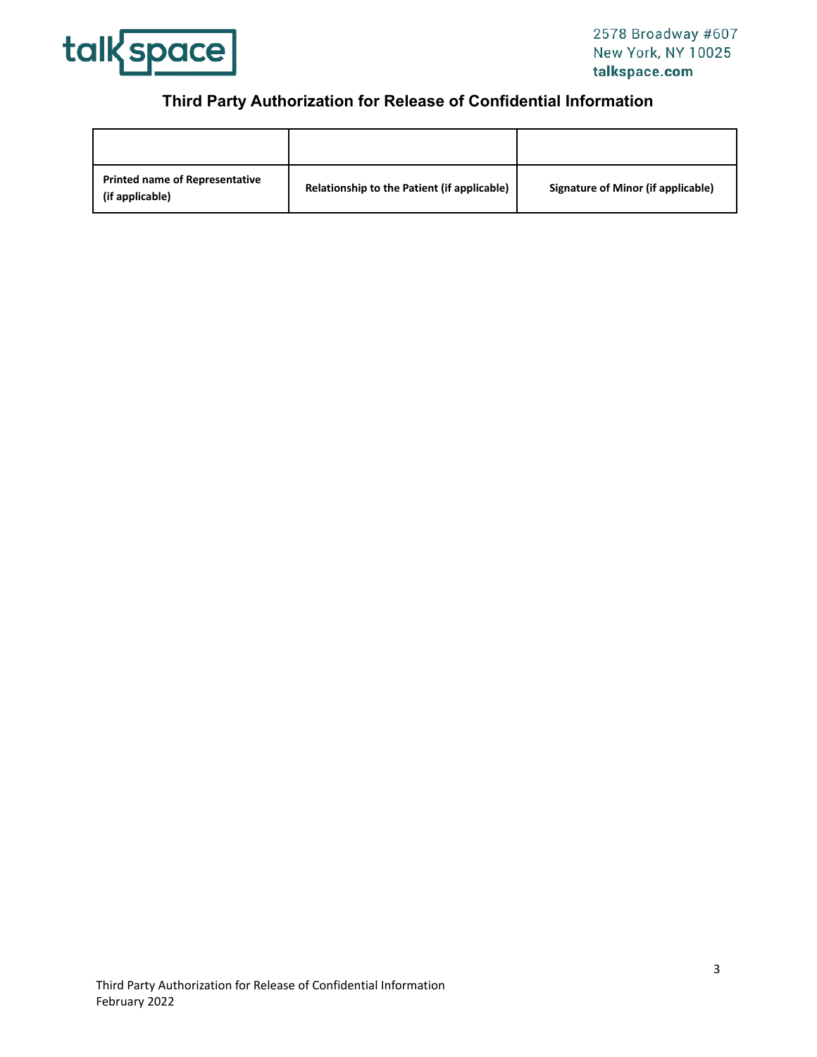## Third Party Authorization for Release of Confidential Information

| | | |
|---|---|---|
| | | |
| **Printed name of Representative (if applicable)** | **Relationship to the Patient (if applicable)** | **Signature of Minor (if applicable)** |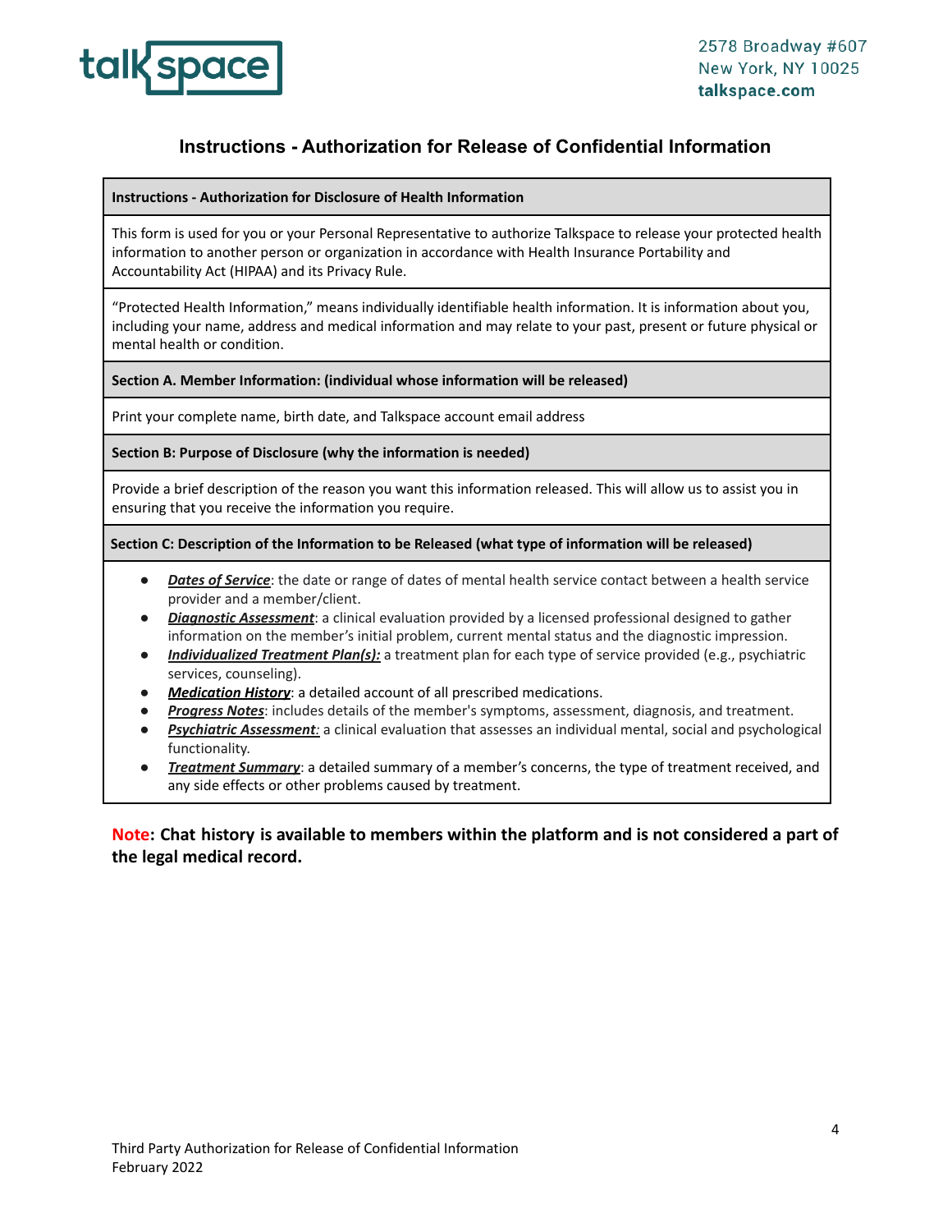talkspace

2578 Broadway #607
New York, NY 10025
**talkspace.com**

# Instructions - Authorization for Release of Confidential Information

**Instructions - Authorization for Disclosure of Health Information**

This form is used for you or your Personal Representative to authorize Talkspace to release your protected health information to another person or organization in accordance with Health Insurance Portability and Accountability Act (HIPAA) and its Privacy Rule.

"Protected Health Information," means individually identifiable health information. It is information about you, including your name, address and medical information and may relate to your past, present or future physical or mental health or condition.

**Section A. Member Information: (individual whose information will be released)**

Print your complete name, birth date, and Talkspace account email address

**Section B: Purpose of Disclosure (why the information is needed)**

Provide a brief description of the reason you want this information released. This will allow us to assist you in ensuring that you receive the information you require.

**Section C: Description of the Information to be Released (what type of information will be released)**

- ***Dates of Service***: the date or range of dates of mental health service contact between a health service provider and a member/client.
- ***Diagnostic Assessment***: a clinical evaluation provided by a licensed professional designed to gather information on the member's initial problem, current mental status and the diagnostic impression.
- ***Individualized Treatment Plan(s):*** a treatment plan for each type of service provided (e.g., psychiatric services, counseling).
- ***Medication History***: a detailed account of all prescribed medications.
- ***Progress Notes***: includes details of the member's symptoms, assessment, diagnosis, and treatment.
- ***Psychiatric Assessment:*** a clinical evaluation that assesses an individual mental, social and psychological functionality.
- ***Treatment Summary***: a detailed summary of a member's concerns, the type of treatment received, and any side effects or other problems caused by treatment.

**Note: Chat history is available to members within the platform and is not considered a part of the legal medical record.**

Third Party Authorization for Release of Confidential Information
February 2022